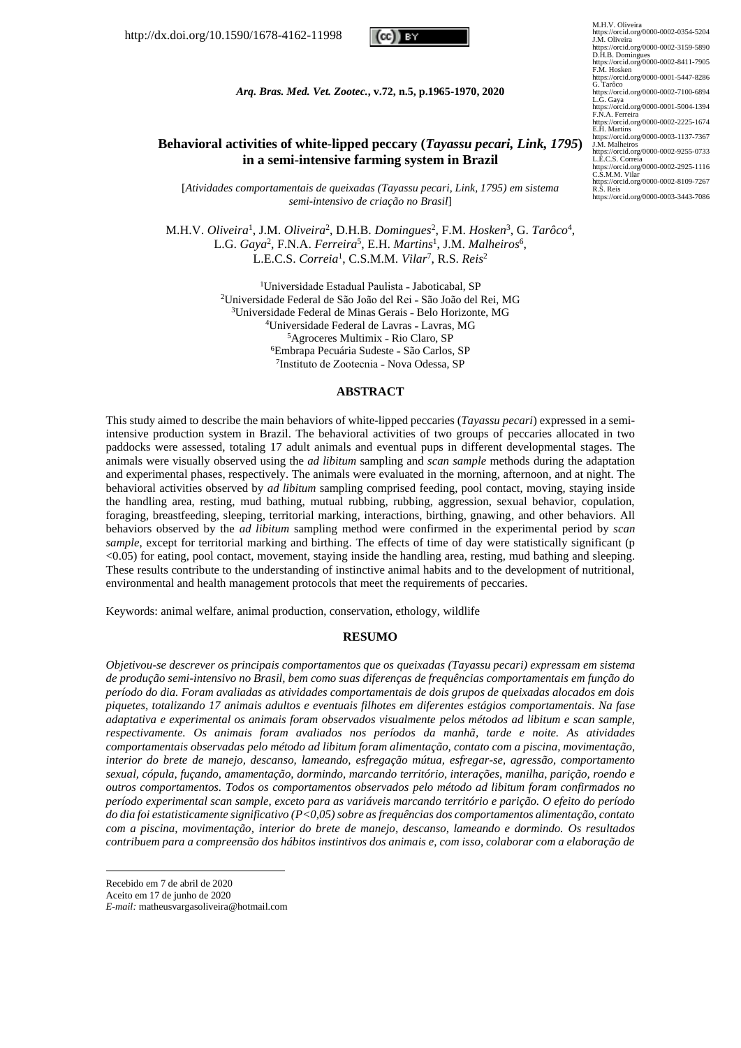http://dx.doi.org/10.1590/1678-4162-11998

M.H.V. Oliveira
https://orcid.org/0000-0002-0354-5204
J.M. Oliveira
https://orcid.org/0000-0002-3159-5890
D.H.B. Domingues
https://orcid.org/0000-0002-8411-7905
F.M. Hosken
https://orcid.org/0000-0001-5447-8286
G. Tarôco
https://orcid.org/0000-0002-7100-6894
L.G. Gaya
https://orcid.org/0000-0001-5004-1394
F.N.A. Ferreira
https://orcid.org/0000-0002-2225-1674
E.H. Martins
https://orcid.org/0000-0003-1137-7367
J.M. Malheiros
https://orcid.org/0000-0002-9255-0733
L.E.C.S. Correia
https://orcid.org/0000-0002-2925-1116
C.S.M.M. Vilar
https://orcid.org/0000-0002-8109-7267
R.S. Reis
https://orcid.org/0000-0003-3443-7086

***Arq. Bras. Med. Vet. Zootec.*, v.72, n.5, p.1965-1970, 2020**

# Behavioral activities of white-lipped peccary (*Tayassu pecari, Link, 1795*) in a semi-intensive farming system in Brazil

[*Atividades comportamentais de queixadas (Tayassu pecari, Link, 1795) em sistema semi-intensivo de criação no Brasil*]

M.H.V. *Oliveira*[1], J.M. *Oliveira*[2], D.H.B. *Domingues*[2], F.M. *Hosken*[3], G. *Tarôco*[4], L.G. *Gaya*[2], F.N.A. *Ferreira*[5], E.H. *Martins*[1], J.M. *Malheiros*[6], L.E.C.S. *Correia*[1], C.S.M.M. *Vilar*[7], R.S. *Reis*[2]

[1]Universidade Estadual Paulista - Jaboticabal, SP
[2]Universidade Federal de São João del Rei - São João del Rei, MG
[3]Universidade Federal de Minas Gerais - Belo Horizonte, MG
[4]Universidade Federal de Lavras - Lavras, MG
[5]Agroceres Multimix - Rio Claro, SP
[6]Embrapa Pecuária Sudeste - São Carlos, SP
[7]Instituto de Zootecnia - Nova Odessa, SP

## ABSTRACT

This study aimed to describe the main behaviors of white-lipped peccaries (*Tayassu pecari*) expressed in a semi-intensive production system in Brazil. The behavioral activities of two groups of peccaries allocated in two paddocks were assessed, totaling 17 adult animals and eventual pups in different developmental stages. The animals were visually observed using the *ad libitum* sampling and *scan sample* methods during the adaptation and experimental phases, respectively. The animals were evaluated in the morning, afternoon, and at night. The behavioral activities observed by *ad libitum* sampling comprised feeding, pool contact, moving, staying inside the handling area, resting, mud bathing, mutual rubbing, rubbing, aggression, sexual behavior, copulation, foraging, breastfeeding, sleeping, territorial marking, interactions, birthing, gnawing, and other behaviors. All behaviors observed by the *ad libitum* sampling method were confirmed in the experimental period by *scan sample*, except for territorial marking and birthing. The effects of time of day were statistically significant ($p < 0.05$) for eating, pool contact, movement, staying inside the handling area, resting, mud bathing and sleeping. These results contribute to the understanding of instinctive animal habits and to the development of nutritional, environmental and health management protocols that meet the requirements of peccaries.

Keywords: animal welfare, animal production, conservation, ethology, wildlife

## RESUMO

*Objetivou-se descrever os principais comportamentos que os queixadas (Tayassu pecari) expressam em sistema de produção semi-intensivo no Brasil, bem como suas diferenças de frequências comportamentais em função do período do dia. Foram avaliadas as atividades comportamentais de dois grupos de queixadas alocados em dois piquetes, totalizando 17 animais adultos e eventuais filhotes em diferentes estágios comportamentais. Na fase adaptativa e experimental os animais foram observados visualmente pelos métodos ad libitum e scan sample, respectivamente. Os animais foram avaliados nos períodos da manhã, tarde e noite. As atividades comportamentais observadas pelo método ad libitum foram alimentação, contato com a piscina, movimentação, interior do brete de manejo, descanso, lameando, esfregação mútua, esfregar-se, agressão, comportamento sexual, cópula, fuçando, amamentação, dormindo, marcando território, interações, manilha, parição, roendo e outros comportamentos. Todos os comportamentos observados pelo método ad libitum foram confirmados no período experimental scan sample, exceto para as variáveis marcando território e parição. O efeito do período do dia foi estatisticamente significativo (P<0,05) sobre as frequências dos comportamentos alimentação, contato com a piscina, movimentação, interior do brete de manejo, descanso, lameando e dormindo. Os resultados contribuem para a compreensão dos hábitos instintivos dos animais e, com isso, colaborar com a elaboração de*

Recebido em 7 de abril de 2020
Aceito em 17 de junho de 2020
*E-mail:* matheusvargasoliveira@hotmail.com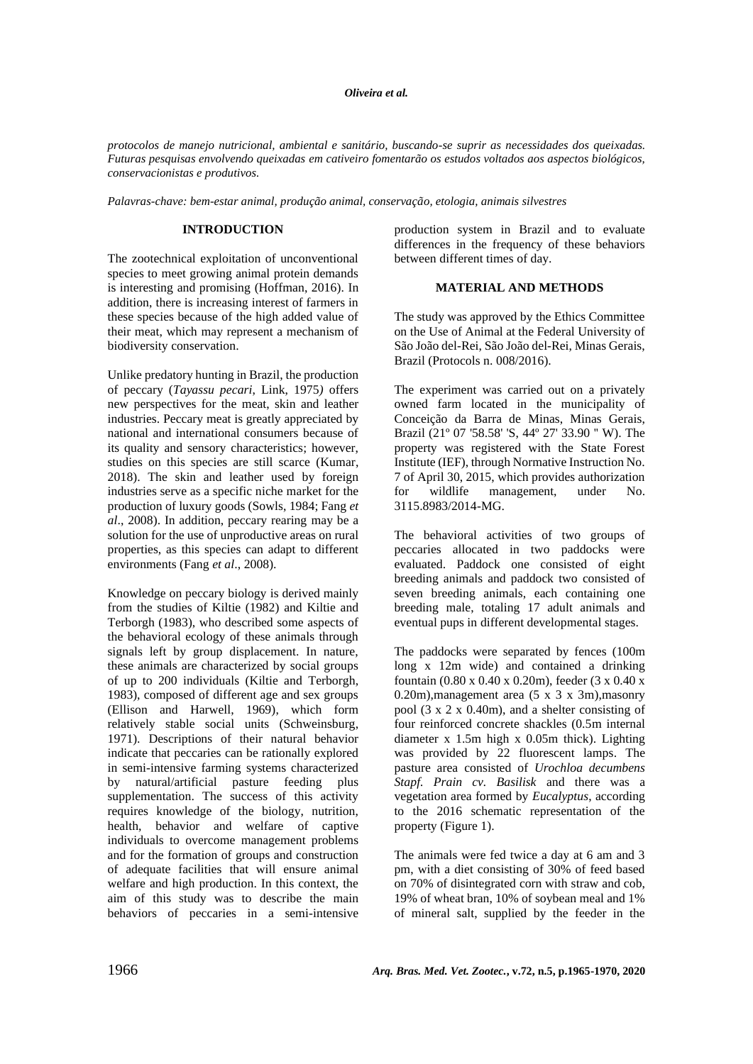*protocolos de manejo nutricional, ambiental e sanitário, buscando-se suprir as necessidades dos queixadas. Futuras pesquisas envolvendo queixadas em cativeiro fomentarão os estudos voltados aos aspectos biológicos, conservacionistas e produtivos.*

*Palavras-chave: bem-estar animal, produção animal, conservação, etologia, animais silvestres*

## INTRODUCTION

The zootechnical exploitation of unconventional species to meet growing animal protein demands is interesting and promising (Hoffman, 2016). In addition, there is increasing interest of farmers in these species because of the high added value of their meat, which may represent a mechanism of biodiversity conservation.

Unlike predatory hunting in Brazil, the production of peccary (*Tayassu pecari*, Link, 1975*)* offers new perspectives for the meat, skin and leather industries. Peccary meat is greatly appreciated by national and international consumers because of its quality and sensory characteristics; however, studies on this species are still scarce (Kumar, 2018). The skin and leather used by foreign industries serve as a specific niche market for the production of luxury goods (Sowls, 1984; Fang *et al*., 2008). In addition, peccary rearing may be a solution for the use of unproductive areas on rural properties, as this species can adapt to different environments (Fang *et al*., 2008).

Knowledge on peccary biology is derived mainly from the studies of Kiltie (1982) and Kiltie and Terborgh (1983), who described some aspects of the behavioral ecology of these animals through signals left by group displacement. In nature, these animals are characterized by social groups of up to 200 individuals (Kiltie and Terborgh, 1983), composed of different age and sex groups (Ellison and Harwell, 1969), which form relatively stable social units (Schweinsburg, 1971). Descriptions of their natural behavior indicate that peccaries can be rationally explored in semi-intensive farming systems characterized by natural/artificial pasture feeding plus supplementation. The success of this activity requires knowledge of the biology, nutrition, health, behavior and welfare of captive individuals to overcome management problems and for the formation of groups and construction of adequate facilities that will ensure animal welfare and high production. In this context, the aim of this study was to describe the main behaviors of peccaries in a semi-intensive production system in Brazil and to evaluate differences in the frequency of these behaviors between different times of day.

## MATERIAL AND METHODS

The study was approved by the Ethics Committee on the Use of Animal at the Federal University of São João del-Rei, São João del-Rei, Minas Gerais, Brazil (Protocols n. 008/2016).

The experiment was carried out on a privately owned farm located in the municipality of Conceição da Barra de Minas, Minas Gerais, Brazil (21º 07 '58.58' 'S, 44º 27' 33.90 " W). The property was registered with the State Forest Institute (IEF), through Normative Instruction No. 7 of April 30, 2015, which provides authorization for wildlife management, under No. 3115.8983/2014-MG.

The behavioral activities of two groups of peccaries allocated in two paddocks were evaluated. Paddock one consisted of eight breeding animals and paddock two consisted of seven breeding animals, each containing one breeding male, totaling 17 adult animals and eventual pups in different developmental stages.

The paddocks were separated by fences (100m long x 12m wide) and contained a drinking fountain (0.80 x 0.40 x 0.20m), feeder (3 x 0.40 x 0.20m),management area (5 x 3 x 3m),masonry pool (3 x 2 x 0.40m), and a shelter consisting of four reinforced concrete shackles (0.5m internal diameter x 1.5m high x 0.05m thick). Lighting was provided by 22 fluorescent lamps. The pasture area consisted of *Urochloa decumbens Stapf. Prain cv. Basilisk* and there was a vegetation area formed by *Eucalyptus*, according to the 2016 schematic representation of the property (Figure 1).

The animals were fed twice a day at 6 am and 3 pm, with a diet consisting of 30% of feed based on 70% of disintegrated corn with straw and cob, 19% of wheat bran, 10% of soybean meal and 1% of mineral salt, supplied by the feeder in the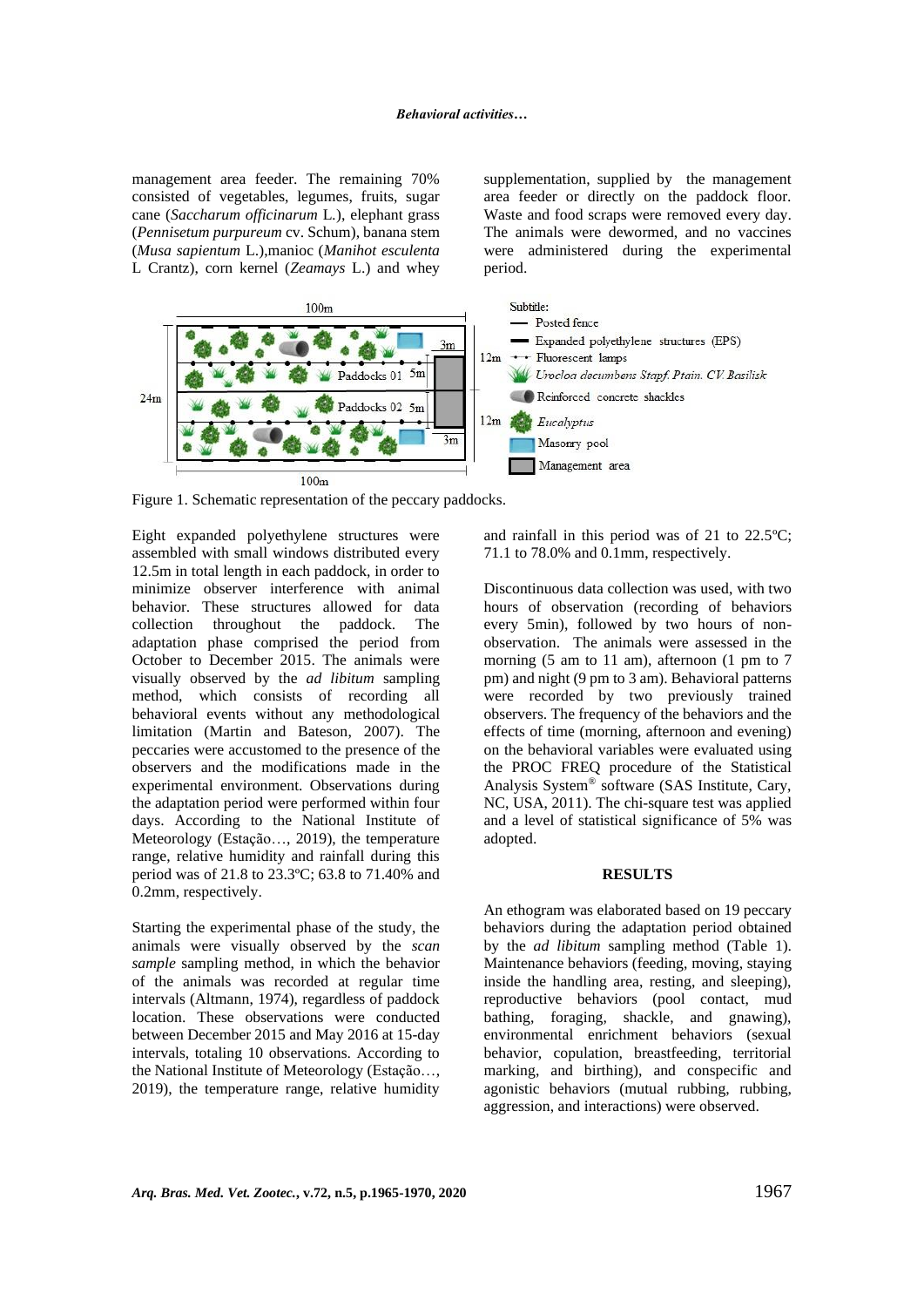management area feeder. The remaining 70% consisted of vegetables, legumes, fruits, sugar cane (*Saccharum officinarum* L.), elephant grass (*Pennisetum purpureum* cv. Schum), banana stem (*Musa sapientum* L.),manioc (*Manihot esculenta* L Crantz), corn kernel (*Zeamays* L.) and whey supplementation, supplied by the management area feeder or directly on the paddock floor. Waste and food scraps were removed every day. The animals were dewormed, and no vaccines were administered during the experimental period.

Figure 1. Schematic representation of the peccary paddocks.

Eight expanded polyethylene structures were assembled with small windows distributed every 12.5m in total length in each paddock, in order to minimize observer interference with animal behavior. These structures allowed for data collection throughout the paddock. The adaptation phase comprised the period from October to December 2015. The animals were visually observed by the *ad libitum* sampling method, which consists of recording all behavioral events without any methodological limitation (Martin and Bateson, 2007). The peccaries were accustomed to the presence of the observers and the modifications made in the experimental environment. Observations during the adaptation period were performed within four days. According to the National Institute of Meteorology (Estação…, 2019), the temperature range, relative humidity and rainfall during this period was of 21.8 to 23.3ºC; 63.8 to 71.40% and 0.2mm, respectively.

Starting the experimental phase of the study, the animals were visually observed by the *scan sample* sampling method, in which the behavior of the animals was recorded at regular time intervals (Altmann, 1974), regardless of paddock location. These observations were conducted between December 2015 and May 2016 at 15-day intervals, totaling 10 observations. According to the National Institute of Meteorology (Estação…, 2019), the temperature range, relative humidity and rainfall in this period was of 21 to 22.5ºC; 71.1 to 78.0% and 0.1mm, respectively.

Discontinuous data collection was used, with two hours of observation (recording of behaviors every 5min), followed by two hours of non-observation. The animals were assessed in the morning (5 am to 11 am), afternoon (1 pm to 7 pm) and night (9 pm to 3 am). Behavioral patterns were recorded by two previously trained observers. The frequency of the behaviors and the effects of time (morning, afternoon and evening) on the behavioral variables were evaluated using the PROC FREQ procedure of the Statistical Analysis System® software (SAS Institute, Cary, NC, USA, 2011). The chi-square test was applied and a level of statistical significance of 5% was adopted.

## RESULTS

An ethogram was elaborated based on 19 peccary behaviors during the adaptation period obtained by the *ad libitum* sampling method (Table 1). Maintenance behaviors (feeding, moving, staying inside the handling area, resting, and sleeping), reproductive behaviors (pool contact, mud bathing, foraging, shackle, and gnawing), environmental enrichment behaviors (sexual behavior, copulation, breastfeeding, territorial marking, and birthing), and conspecific and agonistic behaviors (mutual rubbing, rubbing, aggression, and interactions) were observed.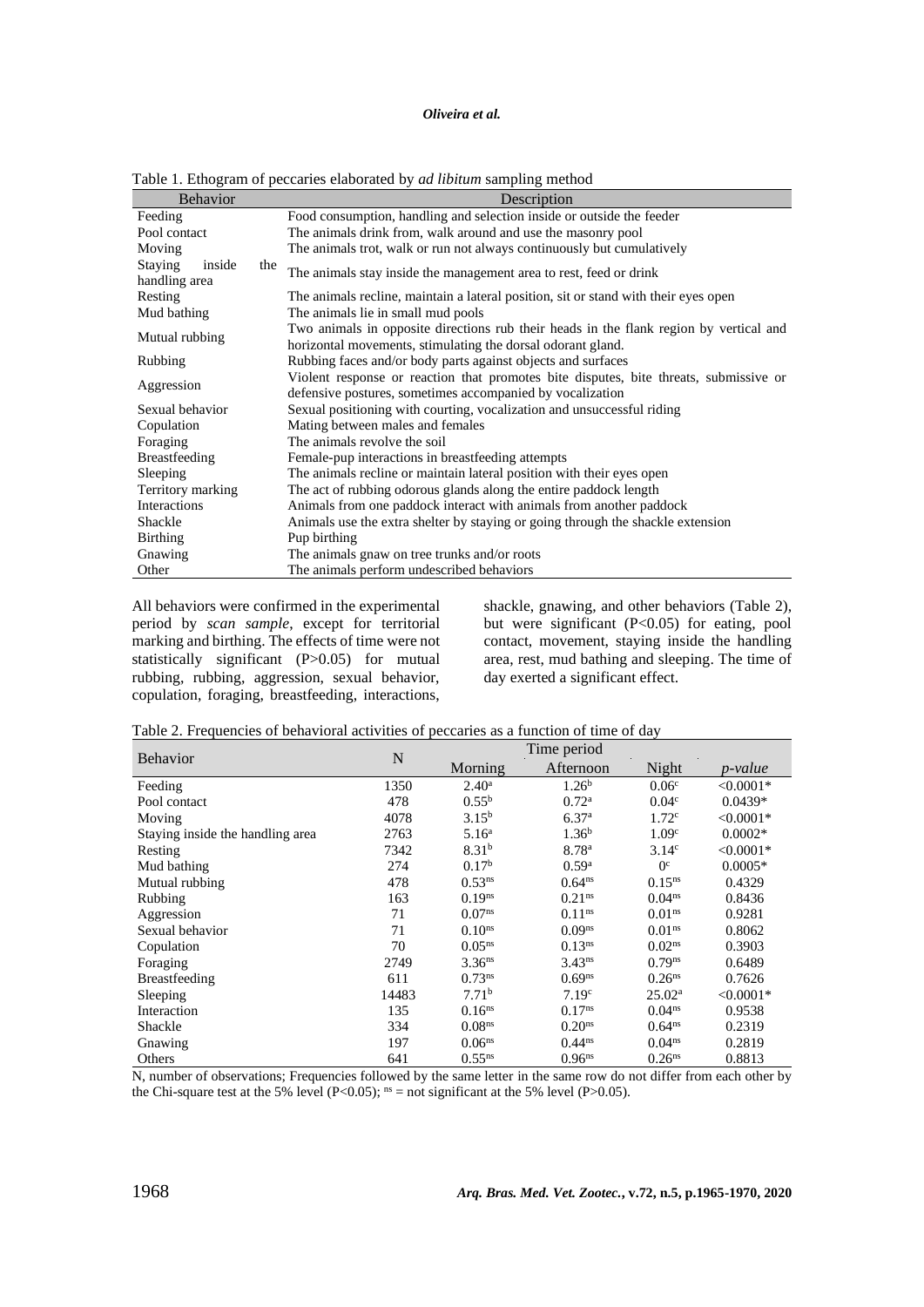Table 1. Ethogram of peccaries elaborated by *ad libitum* sampling method

| Behavior | Description |
|---|---|
| Feeding | Food consumption, handling and selection inside or outside the feeder |
| Pool contact | The animals drink from, walk around and use the masonry pool |
| Moving | The animals trot, walk or run not always continuously but cumulatively |
| Staying inside the handling area | The animals stay inside the management area to rest, feed or drink |
| Resting | The animals recline, maintain a lateral position, sit or stand with their eyes open |
| Mud bathing | The animals lie in small mud pools |
| Mutual rubbing | Two animals in opposite directions rub their heads in the flank region by vertical and horizontal movements, stimulating the dorsal odorant gland. |
| Rubbing | Rubbing faces and/or body parts against objects and surfaces |
| Aggression | Violent response or reaction that promotes bite disputes, bite threats, submissive or defensive postures, sometimes accompanied by vocalization |
| Sexual behavior | Sexual positioning with courting, vocalization and unsuccessful riding |
| Copulation | Mating between males and females |
| Foraging | The animals revolve the soil |
| Breastfeeding | Female-pup interactions in breastfeeding attempts |
| Sleeping | The animals recline or maintain lateral position with their eyes open |
| Territory marking | The act of rubbing odorous glands along the entire paddock length |
| Interactions | Animals from one paddock interact with animals from another paddock |
| Shackle | Animals use the extra shelter by staying or going through the shackle extension |
| Birthing | Pup birthing |
| Gnawing | The animals gnaw on tree trunks and/or roots |
| Other | The animals perform undescribed behaviors |

All behaviors were confirmed in the experimental period by *scan sample*, except for territorial marking and birthing. The effects of time were not statistically significant (P>0.05) for mutual rubbing, rubbing, aggression, sexual behavior, copulation, foraging, breastfeeding, interactions, shackle, gnawing, and other behaviors (Table 2), but were significant (P<0.05) for eating, pool contact, movement, staying inside the handling area, rest, mud bathing and sleeping. The time of day exerted a significant effect.

Table 2. Frequencies of behavioral activities of peccaries as a function of time of day

| Behavior | N | Time period | | | |
|---|---|---|---|---|---|
| | | Morning | Afternoon | Night | *p-value* |
| Feeding | 1350 | $2.40^{a}$ | $1.26^{b}$ | $0.06^{c}$ | <0.0001* |
| Pool contact | 478 | $0.55^{b}$ | $0.72^{a}$ | $0.04^{c}$ | 0.0439* |
| Moving | 4078 | $3.15^{b}$ | $6.37^{a}$ | $1.72^{c}$ | <0.0001* |
| Staying inside the handling area | 2763 | $5.16^{a}$ | $1.36^{b}$ | $1.09^{c}$ | 0.0002* |
| Resting | 7342 | $8.31^{b}$ | $8.78^{a}$ | $3.14^{c}$ | <0.0001* |
| Mud bathing | 274 | $0.17^{b}$ | $0.59^{a}$ | $0^{c}$ | 0.0005* |
| Mutual rubbing | 478 | $0.53^{ns}$ | $0.64^{ns}$ | $0.15^{ns}$ | 0.4329 |
| Rubbing | 163 | $0.19^{ns}$ | $0.21^{ns}$ | $0.04^{ns}$ | 0.8436 |
| Aggression | 71 | $0.07^{ns}$ | $0.11^{ns}$ | $0.01^{ns}$ | 0.9281 |
| Sexual behavior | 71 | $0.10^{ns}$ | $0.09^{ns}$ | $0.01^{ns}$ | 0.8062 |
| Copulation | 70 | $0.05^{ns}$ | $0.13^{ns}$ | $0.02^{ns}$ | 0.3903 |
| Foraging | 2749 | $3.36^{ns}$ | $3.43^{ns}$ | $0.79^{ns}$ | 0.6489 |
| Breastfeeding | 611 | $0.73^{ns}$ | $0.69^{ns}$ | $0.26^{ns}$ | 0.7626 |
| Sleeping | 14483 | $7.71^{b}$ | $7.19^{c}$ | $25.02^{a}$ | <0.0001* |
| Interaction | 135 | $0.16^{ns}$ | $0.17^{ns}$ | $0.04^{ns}$ | 0.9538 |
| Shackle | 334 | $0.08^{ns}$ | $0.20^{ns}$ | $0.64^{ns}$ | 0.2319 |
| Gnawing | 197 | $0.06^{ns}$ | $0.44^{ns}$ | $0.04^{ns}$ | 0.2819 |
| Others | 641 | $0.55^{ns}$ | $0.96^{ns}$ | $0.26^{ns}$ | 0.8813 |

N, number of observations; Frequencies followed by the same letter in the same row do not differ from each other by the Chi-square test at the 5% level (P<0.05); $^{ns}$ = not significant at the 5% level (P>0.05).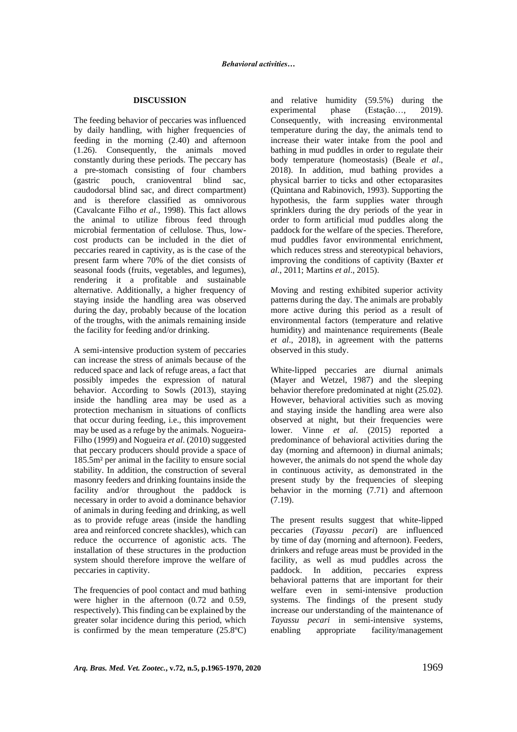## DISCUSSION

The feeding behavior of peccaries was influenced by daily handling, with higher frequencies of feeding in the morning (2.40) and afternoon (1.26). Consequently, the animals moved constantly during these periods. The peccary has a pre-stomach consisting of four chambers (gastric pouch, cranioventral blind sac, caudodorsal blind sac, and direct compartment) and is therefore classified as omnivorous (Cavalcante Filho *et al*., 1998). This fact allows the animal to utilize fibrous feed through microbial fermentation of cellulose. Thus, low-cost products can be included in the diet of peccaries reared in captivity, as is the case of the present farm where 70% of the diet consists of seasonal foods (fruits, vegetables, and legumes), rendering it a profitable and sustainable alternative. Additionally, a higher frequency of staying inside the handling area was observed during the day, probably because of the location of the troughs, with the animals remaining inside the facility for feeding and/or drinking.

A semi-intensive production system of peccaries can increase the stress of animals because of the reduced space and lack of refuge areas, a fact that possibly impedes the expression of natural behavior. According to Sowls (2013), staying inside the handling area may be used as a protection mechanism in situations of conflicts that occur during feeding, i.e., this improvement may be used as a refuge by the animals. Nogueira-Filho (1999) and Nogueira *et al*. (2010) suggested that peccary producers should provide a space of 185.5m² per animal in the facility to ensure social stability. In addition, the construction of several masonry feeders and drinking fountains inside the facility and/or throughout the paddock is necessary in order to avoid a dominance behavior of animals in during feeding and drinking, as well as to provide refuge areas (inside the handling area and reinforced concrete shackles), which can reduce the occurrence of agonistic acts. The installation of these structures in the production system should therefore improve the welfare of peccaries in captivity.

The frequencies of pool contact and mud bathing were higher in the afternoon (0.72 and 0.59, respectively). This finding can be explained by the greater solar incidence during this period, which is confirmed by the mean temperature (25.8ºC) and relative humidity (59.5%) during the experimental phase (Estação…, 2019). Consequently, with increasing environmental temperature during the day, the animals tend to increase their water intake from the pool and bathing in mud puddles in order to regulate their body temperature (homeostasis) (Beale *et al*., 2018). In addition, mud bathing provides a physical barrier to ticks and other ectoparasites (Quintana and Rabinovich, 1993). Supporting the hypothesis, the farm supplies water through sprinklers during the dry periods of the year in order to form artificial mud puddles along the paddock for the welfare of the species. Therefore, mud puddles favor environmental enrichment, which reduces stress and stereotypical behaviors, improving the conditions of captivity (Baxter *et al*., 2011; Martins *et al*., 2015).

Moving and resting exhibited superior activity patterns during the day. The animals are probably more active during this period as a result of environmental factors (temperature and relative humidity) and maintenance requirements (Beale *et al*., 2018), in agreement with the patterns observed in this study.

White-lipped peccaries are diurnal animals (Mayer and Wetzel, 1987) and the sleeping behavior therefore predominated at night (25.02). However, behavioral activities such as moving and staying inside the handling area were also observed at night, but their frequencies were lower. Vinne *et al*. (2015) reported a predominance of behavioral activities during the day (morning and afternoon) in diurnal animals; however, the animals do not spend the whole day in continuous activity, as demonstrated in the present study by the frequencies of sleeping behavior in the morning (7.71) and afternoon (7.19).

The present results suggest that white-lipped peccaries (*Tayassu pecari*) are influenced by time of day (morning and afternoon). Feeders, drinkers and refuge areas must be provided in the facility, as well as mud puddles across the paddock. In addition, peccaries express behavioral patterns that are important for their welfare even in semi-intensive production systems. The findings of the present study increase our understanding of the maintenance of *Tayassu pecari* in semi-intensive systems, enabling appropriate facility/management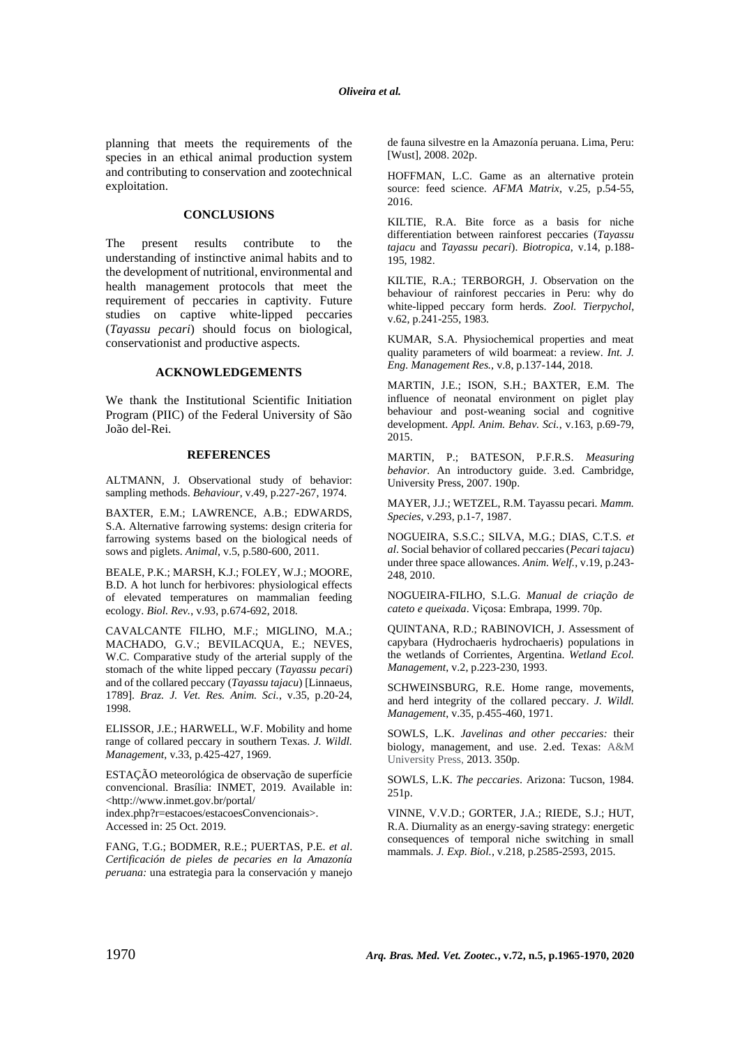planning that meets the requirements of the species in an ethical animal production system and contributing to conservation and zootechnical exploitation.

## CONCLUSIONS

The present results contribute to the understanding of instinctive animal habits and to the development of nutritional, environmental and health management protocols that meet the requirement of peccaries in captivity. Future studies on captive white-lipped peccaries (*Tayassu pecari*) should focus on biological, conservationist and productive aspects.

## ACKNOWLEDGEMENTS

We thank the Institutional Scientific Initiation Program (PIIC) of the Federal University of São João del-Rei.

## REFERENCES

ALTMANN, J. Observational study of behavior: sampling methods. *Behaviour*, v.49, p.227-267, 1974.

BAXTER, E.M.; LAWRENCE, A.B.; EDWARDS, S.A. Alternative farrowing systems: design criteria for farrowing systems based on the biological needs of sows and piglets. *Animal*, v.5, p.580-600, 2011.

BEALE, P.K.; MARSH, K.J.; FOLEY, W.J.; MOORE, B.D. A hot lunch for herbivores: physiological effects of elevated temperatures on mammalian feeding ecology. *Biol. Rev.*, v.93, p.674-692, 2018.

CAVALCANTE FILHO, M.F.; MIGLINO, M.A.; MACHADO, G.V.; BEVILACQUA, E.; NEVES, W.C. Comparative study of the arterial supply of the stomach of the white lipped peccary (*Tayassu pecari*) and of the collared peccary (*Tayassu tajacu*) [Linnaeus, 1789]. *Braz. J. Vet. Res. Anim. Sci.*, v.35, p.20-24, 1998.

ELISSOR, J.E.; HARWELL, W.F. Mobility and home range of collared peccary in southern Texas. *J. Wildl. Management*, v.33, p.425-427, 1969.

ESTAÇÃO meteorológica de observação de superfície convencional. Brasília: INMET, 2019. Available in: <http://www.inmet.gov.br/portal/index.php?r=estacoes/estacoesConvencionais>. Accessed in: 25 Oct. 2019.

FANG, T.G.; BODMER, R.E.; PUERTAS, P.E. *et al*. *Certificación de pieles de pecaries en la Amazonía peruana:* una estrategia para la conservación y manejo de fauna silvestre en la Amazonía peruana. Lima, Peru: [Wust], 2008. 202p.

HOFFMAN, L.C. Game as an alternative protein source: feed science. *AFMA Matrix*, v.25, p.54-55, 2016.

KILTIE, R.A. Bite force as a basis for niche differentiation between rainforest peccaries (*Tayassu tajacu* and *Tayassu pecari*). *Biotropica*, v.14, p.188-195, 1982.

KILTIE, R.A.; TERBORGH, J. Observation on the behaviour of rainforest peccaries in Peru: why do white-lipped peccary form herds. *Zool. Tierpychol*, v.62, p.241-255, 1983.

KUMAR, S.A. Physiochemical properties and meat quality parameters of wild boarmeat: a review. *Int. J. Eng. Management Res.*, v.8, p.137-144, 2018.

MARTIN, J.E.; ISON, S.H.; BAXTER, E.M. The influence of neonatal environment on piglet play behaviour and post-weaning social and cognitive development. *Appl. Anim. Behav. Sci.*, v.163, p.69-79, 2015.

MARTIN, P.; BATESON, P.F.R.S. *Measuring behavior*. An introductory guide. 3.ed. Cambridge, University Press, 2007. 190p.

MAYER, J.J.; WETZEL, R.M. Tayassu pecari. *Mamm. Species*, v.293, p.1-7, 1987.

NOGUEIRA, S.S.C.; SILVA, M.G.; DIAS, C.T.S. *et al*. Social behavior of collared peccaries (*Pecari tajacu*) under three space allowances. *Anim. Welf.*, v.19, p.243-248, 2010.

NOGUEIRA-FILHO, S.L.G. *Manual de criação de cateto e queixada*. Viçosa: Embrapa, 1999. 70p.

QUINTANA, R.D.; RABINOVICH, J. Assessment of capybara (Hydrochaeris hydrochaeris) populations in the wetlands of Corrientes, Argentina. *Wetland Ecol. Management*, v.2, p.223-230, 1993.

SCHWEINSBURG, R.E. Home range, movements, and herd integrity of the collared peccary. *J. Wildl. Management*, v.35, p.455-460, 1971.

SOWLS, L.K. *Javelinas and other peccaries:* their biology, management, and use. 2.ed. Texas: A&M University Press, 2013. 350p.

SOWLS, L.K. *The peccaries*. Arizona: Tucson, 1984. 251p.

VINNE, V.V.D.; GORTER, J.A.; RIEDE, S.J.; HUT, R.A. Diurnality as an energy-saving strategy: energetic consequences of temporal niche switching in small mammals. *J. Exp. Biol.*, v.218, p.2585-2593, 2015.